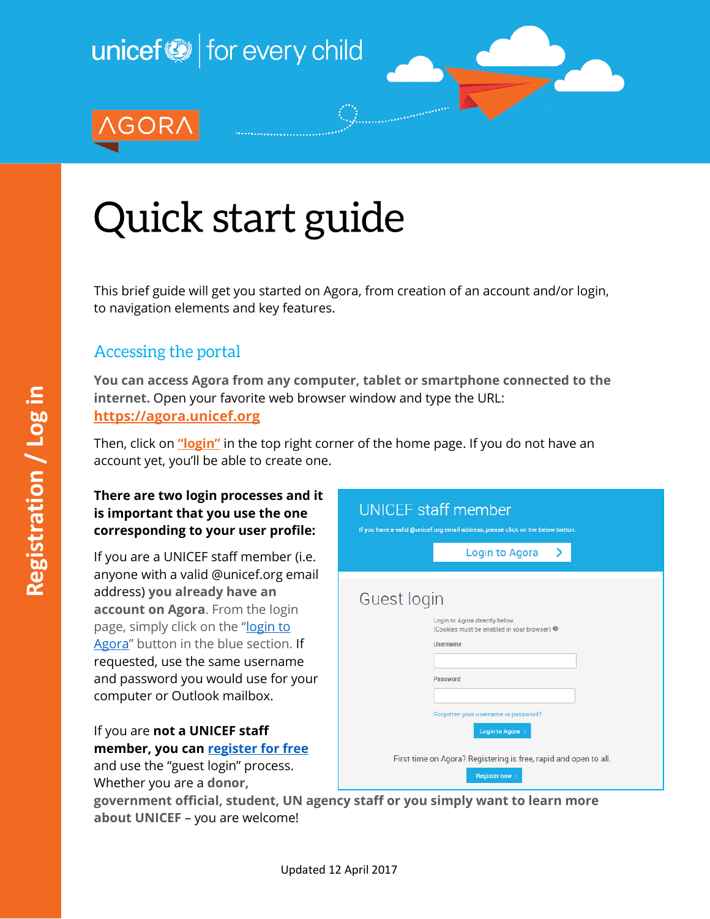unicef | for every child

AGORA

Registration / Log in

# Quick start guide

This brief guide will get you started on Agora, from creation of an account and/or login, to navigation elements and key features.

## Accessing the portal

**You can access Agora from any computer, tablet or smartphone connected to the internet.** Open your favorite web browser window and type the URL: **https://agora.unicef.org**

Then, click on **"login"** in the top right corner of the home page. If you do not have an account yet, you'll be able to create one.

**There are two login processes and it is important that you use the one corresponding to your user profile:**

If you are a UNICEF staff member (i.e. anyone with a valid @unicef.org email address) **you already have an account on Agora**. From the login page, simply click on the "login to Agora" button in the blue section. If requested, use the same username and password you would use for your computer or Outlook mailbox.

If you are **not a UNICEF staff member, you can register for free** and use the "guest login" process. Whether you are a **donor, government official, student, UN agency staff or you simply want to learn more about UNICEF** – you are welcome!

UNICEF staff member

If you have a valid @unicef.org email address, please click on the below button.

Login to Agora

Guest login

Login to Agora directly below.
(Cookies must be enabled in your browser)

Username

Password

Forgotten your username or password?

Login to Agora

First time on Agora? Registering is free, rapid and open to all.

Register now

Updated 12 April 2017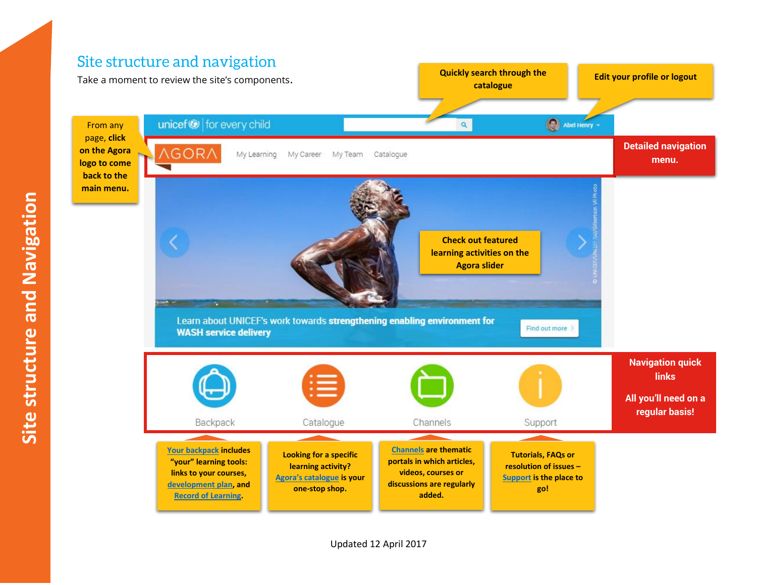# Site structure and navigation

## Site structure and navigation

Take a moment to review the site's components.

**Quickly search through the catalogue**

**Edit your profile or logout**

From any page, **click on the Agora logo to come back to the main menu.**

**Detailed navigation menu.**

**Check out featured learning activities on the Agora slider**

**Navigation quick links**

**All you'll need on a regular basis!**

**Your backpack includes "your" learning tools: links to your courses, development plan, and Record of Learning.**

**Looking for a specific learning activity? Agora's catalogue is your one-stop shop.**

**Channels are thematic portals in which articles, videos, courses or discussions are regularly added.**

**Tutorials, FAQs or resolution of issues – Support is the place to go!**

Updated 12 April 2017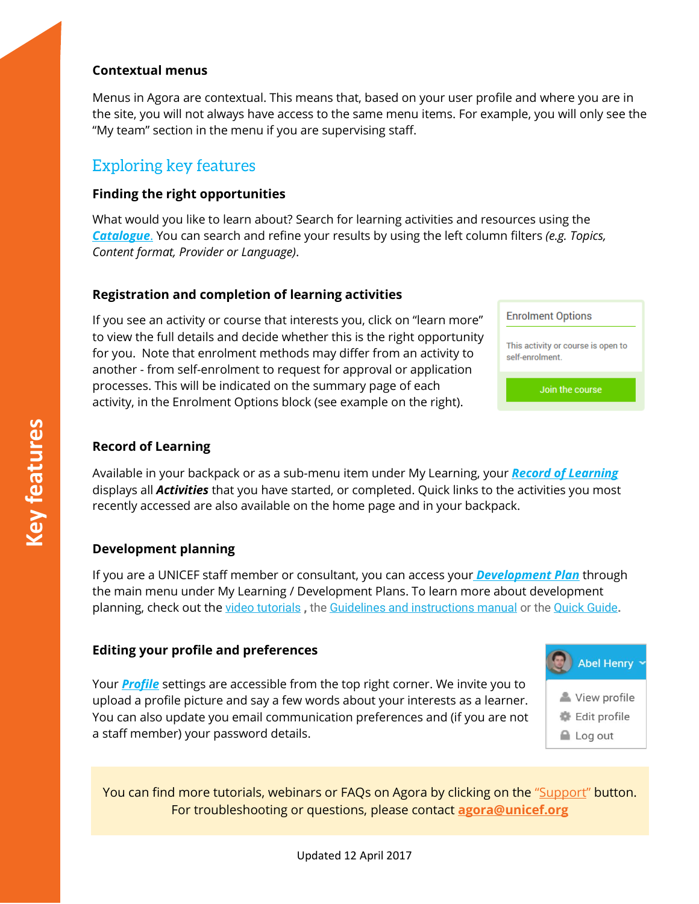#### Contextual menus

Menus in Agora are contextual. This means that, based on your user profile and where you are in the site, you will not always have access to the same menu items. For example, you will only see the "My team" section in the menu if you are supervising staff.

## Exploring key features

#### Finding the right opportunities

What would you like to learn about? Search for learning activities and resources using the ***Catalogue***. You can search and refine your results by using the left column filters *(e.g. Topics, Content format, Provider or Language)*.

#### Registration and completion of learning activities

If you see an activity or course that interests you, click on "learn more" to view the full details and decide whether this is the right opportunity for you. Note that enrolment methods may differ from an activity to another - from self-enrolment to request for approval or application processes. This will be indicated on the summary page of each activity, in the Enrolment Options block (see example on the right).

Enrolment Options

This activity or course is open to self-enrolment.

Join the course

#### Record of Learning

Available in your backpack or as a sub-menu item under My Learning, your ***Record of Learning*** displays all ***Activities*** that you have started, or completed. Quick links to the activities you most recently accessed are also available on the home page and in your backpack.

#### Development planning

If you are a UNICEF staff member or consultant, you can access your ***Development Plan*** through the main menu under My Learning / Development Plans. To learn more about development planning, check out the video tutorials , the Guidelines and instructions manual or the Quick Guide.

#### Editing your profile and preferences

Your ***Profile*** settings are accessible from the top right corner. We invite you to upload a profile picture and say a few words about your interests as a learner. You can also update you email communication preferences and (if you are not a staff member) your password details.

Abel Henry

View profile
Edit profile
Log out

You can find more tutorials, webinars or FAQs on Agora by clicking on the "Support" button.
For troubleshooting or questions, please contact **agora@unicef.org**

Updated 12 April 2017